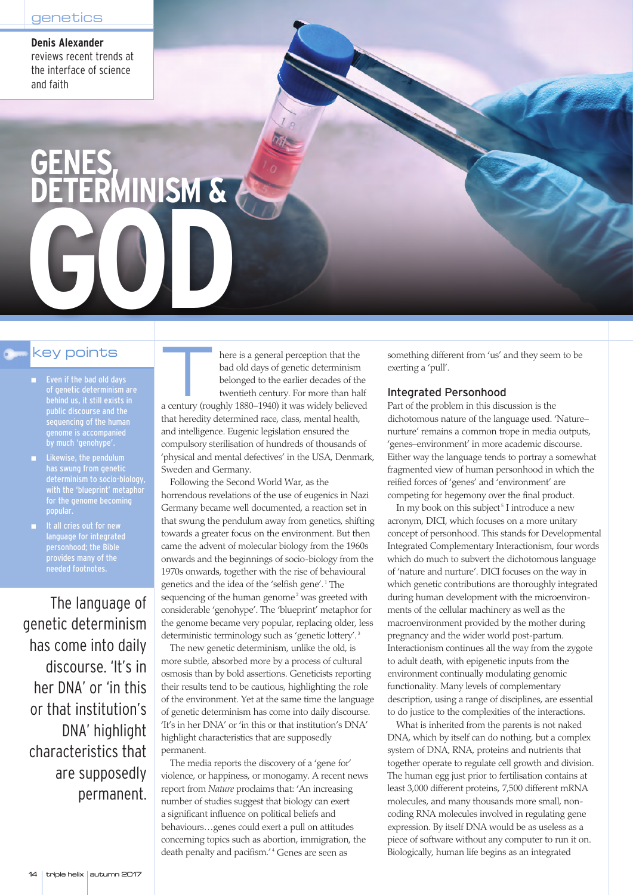genetics

**Denis Alexander** reviews recent trends at the interface of science and faith

# GENES, DETERMINISM & GOD

## key points

- Even if the bad old days of genetic determinism are behind us, it still exists in public discourse and the sequencing of the human genome is accompanied by much 'genohype'.
- Likewise, the pendulum has swung from genetic determinism to socio-biology, with the 'blueprint' metaphor for the genome becoming popular.
- It all cries out for new language for integrated personhood; the Bible provides many of the needed footnotes.

> The language of genetic determinism has come into daily discourse. 'It's in her DNA' or 'in this or that institution's DNA' highlight characteristics that are supposedly permanent.

There is a general perception that the bad old days of genetic determinism belonged to the earlier decades of the twentieth century. For more than half a century (roughly 1880–1940) it was widely believed that heredity determined race, class, mental health, and intelligence. Eugenic legislation ensured the compulsory sterilisation of hundreds of thousands of 'physical and mental defectives' in the USA, Denmark, Sweden and Germany.

Following the Second World War, as the horrendous revelations of the use of eugenics in Nazi Germany became well documented, a reaction set in that swung the pendulum away from genetics, shifting towards a greater focus on the environment. But then came the advent of molecular biology from the 1960s onwards and the beginnings of socio-biology from the 1970s onwards, together with the rise of behavioural genetics and the idea of the 'selfish gene'.[1] The sequencing of the human genome[2] was greeted with considerable 'genohype'. The 'blueprint' metaphor for the genome became very popular, replacing older, less deterministic terminology such as 'genetic lottery'.[3]

The new genetic determinism, unlike the old, is more subtle, absorbed more by a process of cultural osmosis than by bold assertions. Geneticists reporting their results tend to be cautious, highlighting the role of the environment. Yet at the same time the language of genetic determinism has come into daily discourse. 'It's in her DNA' or 'in this or that institution's DNA' highlight characteristics that are supposedly permanent.

The media reports the discovery of a 'gene for' violence, or happiness, or monogamy. A recent news report from *Nature* proclaims that: 'An increasing number of studies suggest that biology can exert a significant influence on political beliefs and behaviours…genes could exert a pull on attitudes concerning topics such as abortion, immigration, the death penalty and pacifism.'[4] Genes are seen as something different from 'us' and they seem to be exerting a 'pull'.

## Integrated Personhood

Part of the problem in this discussion is the dichotomous nature of the language used. 'Nature–nurture' remains a common trope in media outputs, 'genes–environment' in more academic discourse. Either way the language tends to portray a somewhat fragmented view of human personhood in which the reified forces of 'genes' and 'environment' are competing for hegemony over the final product.

In my book on this subject[5] I introduce a new acronym, DICI, which focuses on a more unitary concept of personhood. This stands for Developmental Integrated Complementary Interactionism, four words which do much to subvert the dichotomous language of 'nature and nurture'. DICI focuses on the way in which genetic contributions are thoroughly integrated during human development with the microenvironments of the cellular machinery as well as the macroenvironment provided by the mother during pregnancy and the wider world post-partum. Interactionism continues all the way from the zygote to adult death, with epigenetic inputs from the environment continually modulating genomic functionality. Many levels of complementary description, using a range of disciplines, are essential to do justice to the complexities of the interactions.

What is inherited from the parents is not naked DNA, which by itself can do nothing, but a complex system of DNA, RNA, proteins and nutrients that together operate to regulate cell growth and division. The human egg just prior to fertilisation contains at least 3,000 different proteins, 7,500 different mRNA molecules, and many thousands more small, non-coding RNA molecules involved in regulating gene expression. By itself DNA would be as useless as a piece of software without any computer to run it on. Biologically, human life begins as an integrated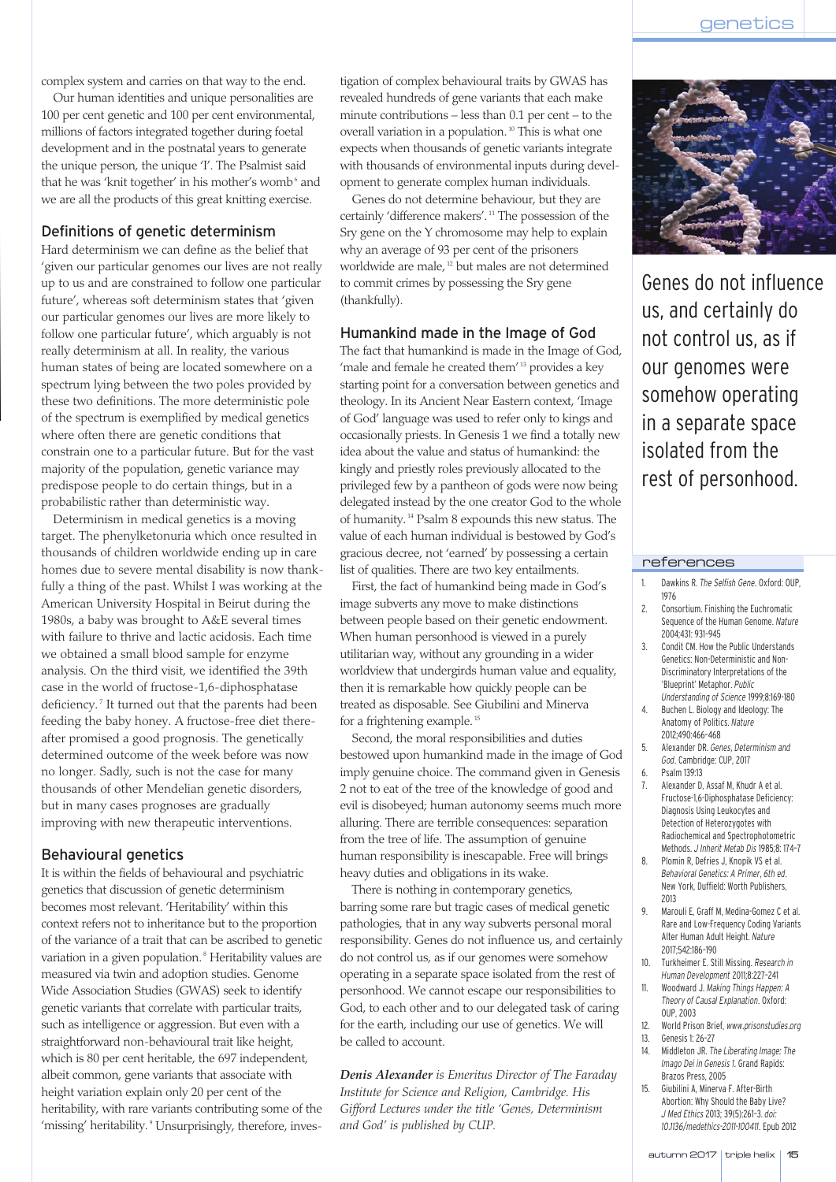complex system and carries on that way to the end.

Our human identities and unique personalities are 100 per cent genetic and 100 per cent environmental, millions of factors integrated together during foetal development and in the postnatal years to generate the unique person, the unique 'I'. The Psalmist said that he was 'knit together' in his mother's womb[6] and we are all the products of this great knitting exercise.

## Definitions of genetic determinism

Hard determinism we can define as the belief that 'given our particular genomes our lives are not really up to us and are constrained to follow one particular future', whereas soft determinism states that 'given our particular genomes our lives are more likely to follow one particular future', which arguably is not really determinism at all. In reality, the various human states of being are located somewhere on a spectrum lying between the two poles provided by these two definitions. The more deterministic pole of the spectrum is exemplified by medical genetics where often there are genetic conditions that constrain one to a particular future. But for the vast majority of the population, genetic variance may predispose people to do certain things, but in a probabilistic rather than deterministic way.

Determinism in medical genetics is a moving target. The phenylketonuria which once resulted in thousands of children worldwide ending up in care homes due to severe mental disability is now thankfully a thing of the past. Whilst I was working at the American University Hospital in Beirut during the 1980s, a baby was brought to A&E several times with failure to thrive and lactic acidosis. Each time we obtained a small blood sample for enzyme analysis. On the third visit, we identified the 39th case in the world of fructose-1,6-diphosphatase deficiency.[7] It turned out that the parents had been feeding the baby honey. A fructose-free diet thereafter promised a good prognosis. The genetically determined outcome of the week before was now no longer. Sadly, such is not the case for many thousands of other Mendelian genetic disorders, but in many cases prognoses are gradually improving with new therapeutic interventions.

## Behavioural genetics

It is within the fields of behavioural and psychiatric genetics that discussion of genetic determinism becomes most relevant. 'Heritability' within this context refers not to inheritance but to the proportion of the variance of a trait that can be ascribed to genetic variation in a given population.[8] Heritability values are measured via twin and adoption studies. Genome Wide Association Studies (GWAS) seek to identify genetic variants that correlate with particular traits, such as intelligence or aggression. But even with a straightforward non-behavioural trait like height, which is 80 per cent heritable, the 697 independent, albeit common, gene variants that associate with height variation explain only 20 per cent of the heritability, with rare variants contributing some of the 'missing' heritability.[9] Unsurprisingly, therefore, investigation of complex behavioural traits by GWAS has revealed hundreds of gene variants that each make minute contributions – less than 0.1 per cent – to the overall variation in a population.[10] This is what one expects when thousands of genetic variants integrate with thousands of environmental inputs during development to generate complex human individuals.

Genes do not determine behaviour, but they are certainly 'difference makers'.[11] The possession of the Sry gene on the Y chromosome may help to explain why an average of 93 per cent of the prisoners worldwide are male,[12] but males are not determined to commit crimes by possessing the Sry gene (thankfully).

## Humankind made in the Image of God

The fact that humankind is made in the Image of God, 'male and female he created them'[13] provides a key starting point for a conversation between genetics and theology. In its Ancient Near Eastern context, 'Image of God' language was used to refer only to kings and occasionally priests. In Genesis 1 we find a totally new idea about the value and status of humankind: the kingly and priestly roles previously allocated to the privileged few by a pantheon of gods were now being delegated instead by the one creator God to the whole of humanity.[14] Psalm 8 expounds this new status. The value of each human individual is bestowed by God's gracious decree, not 'earned' by possessing a certain list of qualities. There are two key entailments.

First, the fact of humankind being made in God's image subverts any move to make distinctions between people based on their genetic endowment. When human personhood is viewed in a purely utilitarian way, without any grounding in a wider worldview that undergirds human value and equality, then it is remarkable how quickly people can be treated as disposable. See Giubilini and Minerva for a frightening example.[15]

Second, the moral responsibilities and duties bestowed upon humankind made in the image of God imply genuine choice. The command given in Genesis 2 not to eat of the tree of the knowledge of good and evil is disobeyed; human autonomy seems much more alluring. There are terrible consequences: separation from the tree of life. The assumption of genuine human responsibility is inescapable. Free will brings heavy duties and obligations in its wake.

There is nothing in contemporary genetics, barring some rare but tragic cases of medical genetic pathologies, that in any way subverts personal moral responsibility. Genes do not influence us, and certainly do not control us, as if our genomes were somehow operating in a separate space isolated from the rest of personhood. We cannot escape our responsibilities to God, to each other and to our delegated task of caring for the earth, including our use of genetics. We will be called to account.

***Denis Alexander*** *is Emeritus Director of The Faraday Institute for Science and Religion, Cambridge. His Gifford Lectures under the title 'Genes, Determinism and God' is published by CUP.*

> Genes do not influence us, and certainly do not control us, as if our genomes were somehow operating in a separate space isolated from the rest of personhood.

## references

1. Dawkins R. *The Selfish Gene*. Oxford: OUP, 1976
2. Consortium. Finishing the Euchromatic Sequence of the Human Genome. *Nature* 2004;431: 931-945
3. Condit CM. How the Public Understands Genetics: Non-Deterministic and Non-Discriminatory Interpretations of the 'Blueprint' Metaphor. *Public Understanding of Science* 1999;8:169-180
4. Buchen L. Biology and Ideology: The Anatomy of Politics. *Nature* 2012;490:466-468
5. Alexander DR. *Genes, Determinism and God*. Cambridge: CUP, 2017
6. Psalm 139:13
7. Alexander D, Assaf M, Khudr A et al. Fructose-1,6-Diphosphatase Deficiency: Diagnosis Using Leukocytes and Detection of Heterozygotes with Radiochemical and Spectrophotometric Methods. *J Inherit Metab Dis* 1985;8: 174-7
8. Plomin R, Defries J, Knopik VS et al. *Behavioral Genetics: A Primer*, *6th ed*. New York, Duffield: Worth Publishers, 2013
9. Marouli E, Graff M, Medina-Gomez C et al. Rare and Low-Frequency Coding Variants Alter Human Adult Height. *Nature* 2017;542:186-190
10. Turkheimer E. Still Missing. *Research in Human Development* 2011;8:227-241
11. Woodward J. *Making Things Happen: A Theory of Causal Explanation*. Oxford: OUP, 2003
12. World Prison Brief, *www.prisonstudies.org*
13. Genesis 1: 26-27
14. Middleton JR. *The Liberating Image: The Imago Dei in Genesis 1*. Grand Rapids: Brazos Press, 2005
15. Giubilini A, Minerva F. After-Birth Abortion: Why Should the Baby Live? *J Med Ethics* 2013; 39(5):261-3. *doi: 10.1136/medethics-2011-100411*. Epub 2012